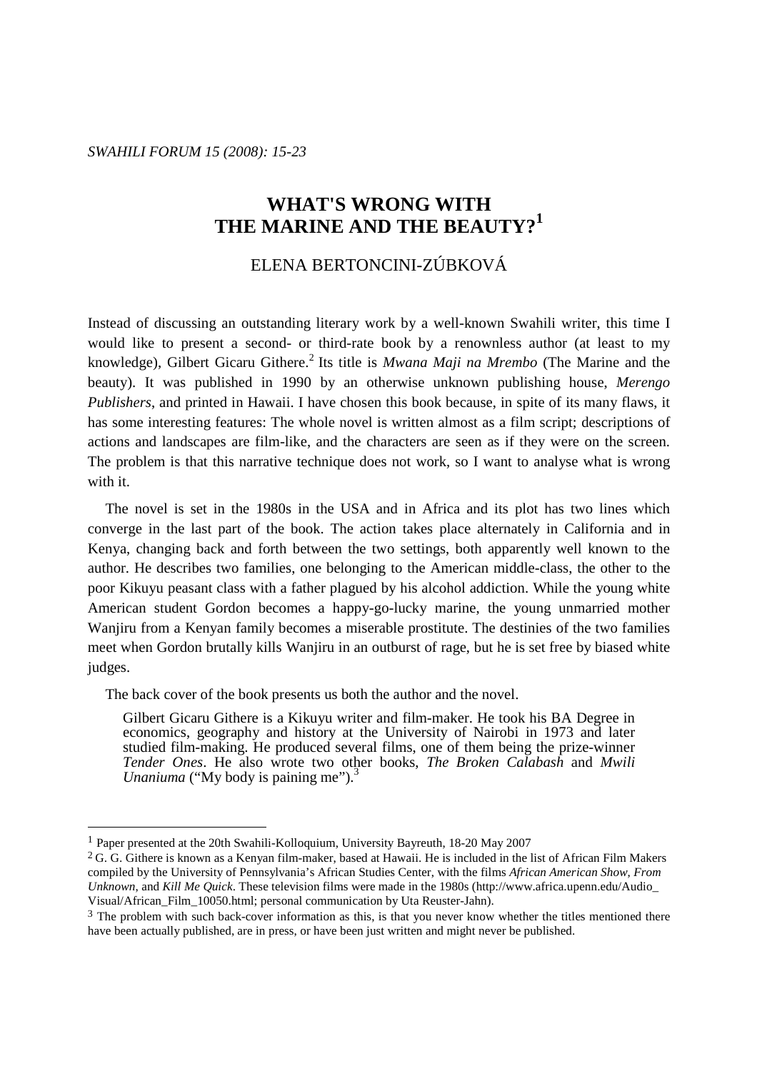*SWAHILI FORUM 15 (2008): 15-23*

# WHAT'S WRONG WITH THE MARINE AND THE BEAUTY?[1]

ELENA BERTONCINI-ZÚBKOVÁ

Instead of discussing an outstanding literary work by a well-known Swahili writer, this time I would like to present a second- or third-rate book by a renownless author (at least to my knowledge), Gilbert Gicaru Githere.[2] Its title is *Mwana Maji na Mrembo* (The Marine and the beauty). It was published in 1990 by an otherwise unknown publishing house, *Merengo Publishers*, and printed in Hawaii. I have chosen this book because, in spite of its many flaws, it has some interesting features: The whole novel is written almost as a film script; descriptions of actions and landscapes are film-like, and the characters are seen as if they were on the screen. The problem is that this narrative technique does not work, so I want to analyse what is wrong with it.

The novel is set in the 1980s in the USA and in Africa and its plot has two lines which converge in the last part of the book. The action takes place alternately in California and in Kenya, changing back and forth between the two settings, both apparently well known to the author. He describes two families, one belonging to the American middle-class, the other to the poor Kikuyu peasant class with a father plagued by his alcohol addiction. While the young white American student Gordon becomes a happy-go-lucky marine, the young unmarried mother Wanjiru from a Kenyan family becomes a miserable prostitute. The destinies of the two families meet when Gordon brutally kills Wanjiru in an outburst of rage, but he is set free by biased white judges.

The back cover of the book presents us both the author and the novel.

> Gilbert Gicaru Githere is a Kikuyu writer and film-maker. He took his BA Degree in economics, geography and history at the University of Nairobi in 1973 and later studied film-making. He produced several films, one of them being the prize-winner *Tender Ones*. He also wrote two other books, *The Broken Calabash* and *Mwili Unaniuma* ("My body is paining me").[3]

---

[1] Paper presented at the 20th Swahili-Kolloquium, University Bayreuth, 18-20 May 2007

[2] G. G. Githere is known as a Kenyan film-maker, based at Hawaii. He is included in the list of African Film Makers compiled by the University of Pennsylvania's African Studies Center, with the films *African American Show*, *From Unknown*, and *Kill Me Quick*. These television films were made in the 1980s (http://www.africa.upenn.edu/Audio_Visual/African_Film_10050.html; personal communication by Uta Reuster-Jahn).

[3] The problem with such back-cover information as this, is that you never know whether the titles mentioned there have been actually published, are in press, or have been just written and might never be published.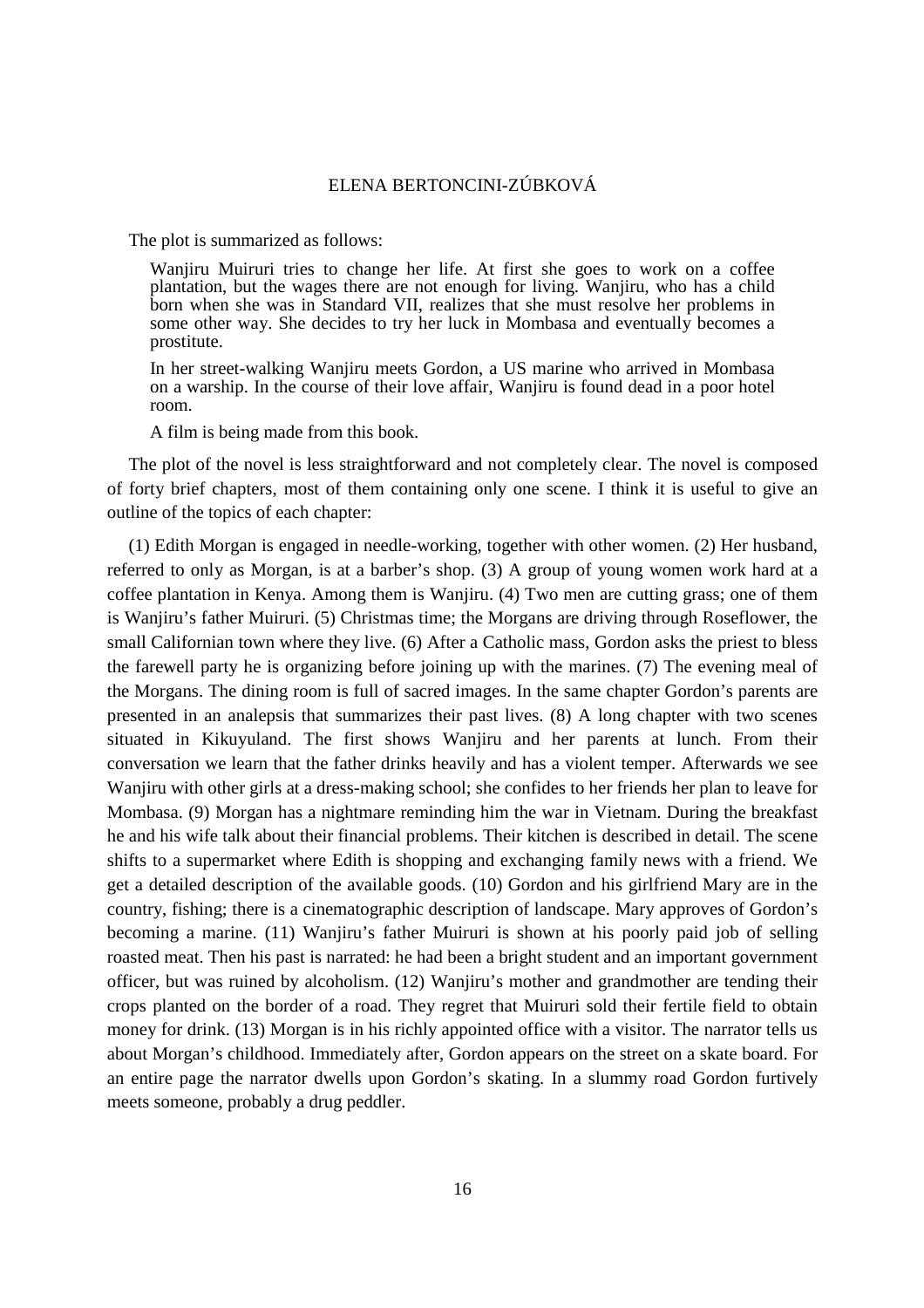The plot is summarized as follows:

> Wanjiru Muiruri tries to change her life. At first she goes to work on a coffee plantation, but the wages there are not enough for living. Wanjiru, who has a child born when she was in Standard VII, realizes that she must resolve her problems in some other way. She decides to try her luck in Mombasa and eventually becomes a prostitute.
>
> In her street-walking Wanjiru meets Gordon, a US marine who arrived in Mombasa on a warship. In the course of their love affair, Wanjiru is found dead in a poor hotel room.
>
> A film is being made from this book.

The plot of the novel is less straightforward and not completely clear. The novel is composed of forty brief chapters, most of them containing only one scene. I think it is useful to give an outline of the topics of each chapter:

(1) Edith Morgan is engaged in needle-working, together with other women. (2) Her husband, referred to only as Morgan, is at a barber's shop. (3) A group of young women work hard at a coffee plantation in Kenya. Among them is Wanjiru. (4) Two men are cutting grass; one of them is Wanjiru's father Muiruri. (5) Christmas time; the Morgans are driving through Roseflower, the small Californian town where they live. (6) After a Catholic mass, Gordon asks the priest to bless the farewell party he is organizing before joining up with the marines. (7) The evening meal of the Morgans. The dining room is full of sacred images. In the same chapter Gordon's parents are presented in an analepsis that summarizes their past lives. (8) A long chapter with two scenes situated in Kikuyuland. The first shows Wanjiru and her parents at lunch. From their conversation we learn that the father drinks heavily and has a violent temper. Afterwards we see Wanjiru with other girls at a dress-making school; she confides to her friends her plan to leave for Mombasa. (9) Morgan has a nightmare reminding him the war in Vietnam. During the breakfast he and his wife talk about their financial problems. Their kitchen is described in detail. The scene shifts to a supermarket where Edith is shopping and exchanging family news with a friend. We get a detailed description of the available goods. (10) Gordon and his girlfriend Mary are in the country, fishing; there is a cinematographic description of landscape. Mary approves of Gordon's becoming a marine. (11) Wanjiru's father Muiruri is shown at his poorly paid job of selling roasted meat. Then his past is narrated: he had been a bright student and an important government officer, but was ruined by alcoholism. (12) Wanjiru's mother and grandmother are tending their crops planted on the border of a road. They regret that Muiruri sold their fertile field to obtain money for drink. (13) Morgan is in his richly appointed office with a visitor. The narrator tells us about Morgan's childhood. Immediately after, Gordon appears on the street on a skate board. For an entire page the narrator dwells upon Gordon's skating. In a slummy road Gordon furtively meets someone, probably a drug peddler.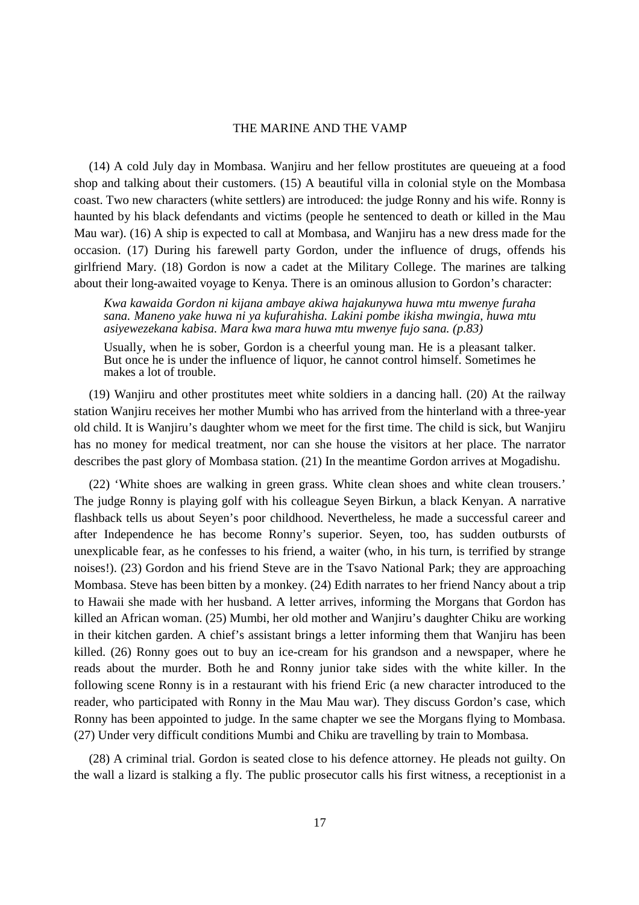(14) A cold July day in Mombasa. Wanjiru and her fellow prostitutes are queueing at a food shop and talking about their customers. (15) A beautiful villa in colonial style on the Mombasa coast. Two new characters (white settlers) are introduced: the judge Ronny and his wife. Ronny is haunted by his black defendants and victims (people he sentenced to death or killed in the Mau Mau war). (16) A ship is expected to call at Mombasa, and Wanjiru has a new dress made for the occasion. (17) During his farewell party Gordon, under the influence of drugs, offends his girlfriend Mary. (18) Gordon is now a cadet at the Military College. The marines are talking about their long-awaited voyage to Kenya. There is an ominous allusion to Gordon's character:

> *Kwa kawaida Gordon ni kijana ambaye akiwa hajakunywa huwa mtu mwenye furaha sana. Maneno yake huwa ni ya kufurahisha. Lakini pombe ikisha mwingia, huwa mtu asiyewezekana kabisa. Mara kwa mara huwa mtu mwenye fujo sana. (p.83)*
>
> Usually, when he is sober, Gordon is a cheerful young man. He is a pleasant talker. But once he is under the influence of liquor, he cannot control himself. Sometimes he makes a lot of trouble.

(19) Wanjiru and other prostitutes meet white soldiers in a dancing hall. (20) At the railway station Wanjiru receives her mother Mumbi who has arrived from the hinterland with a three-year old child. It is Wanjiru's daughter whom we meet for the first time. The child is sick, but Wanjiru has no money for medical treatment, nor can she house the visitors at her place. The narrator describes the past glory of Mombasa station. (21) In the meantime Gordon arrives at Mogadishu.

(22) 'White shoes are walking in green grass. White clean shoes and white clean trousers.' The judge Ronny is playing golf with his colleague Seyen Birkun, a black Kenyan. A narrative flashback tells us about Seyen's poor childhood. Nevertheless, he made a successful career and after Independence he has become Ronny's superior. Seyen, too, has sudden outbursts of unexplicable fear, as he confesses to his friend, a waiter (who, in his turn, is terrified by strange noises!). (23) Gordon and his friend Steve are in the Tsavo National Park; they are approaching Mombasa. Steve has been bitten by a monkey. (24) Edith narrates to her friend Nancy about a trip to Hawaii she made with her husband. A letter arrives, informing the Morgans that Gordon has killed an African woman. (25) Mumbi, her old mother and Wanjiru's daughter Chiku are working in their kitchen garden. A chief's assistant brings a letter informing them that Wanjiru has been killed. (26) Ronny goes out to buy an ice-cream for his grandson and a newspaper, where he reads about the murder. Both he and Ronny junior take sides with the white killer. In the following scene Ronny is in a restaurant with his friend Eric (a new character introduced to the reader, who participated with Ronny in the Mau Mau war). They discuss Gordon's case, which Ronny has been appointed to judge. In the same chapter we see the Morgans flying to Mombasa. (27) Under very difficult conditions Mumbi and Chiku are travelling by train to Mombasa.

(28) A criminal trial. Gordon is seated close to his defence attorney. He pleads not guilty. On the wall a lizard is stalking a fly. The public prosecutor calls his first witness, a receptionist in a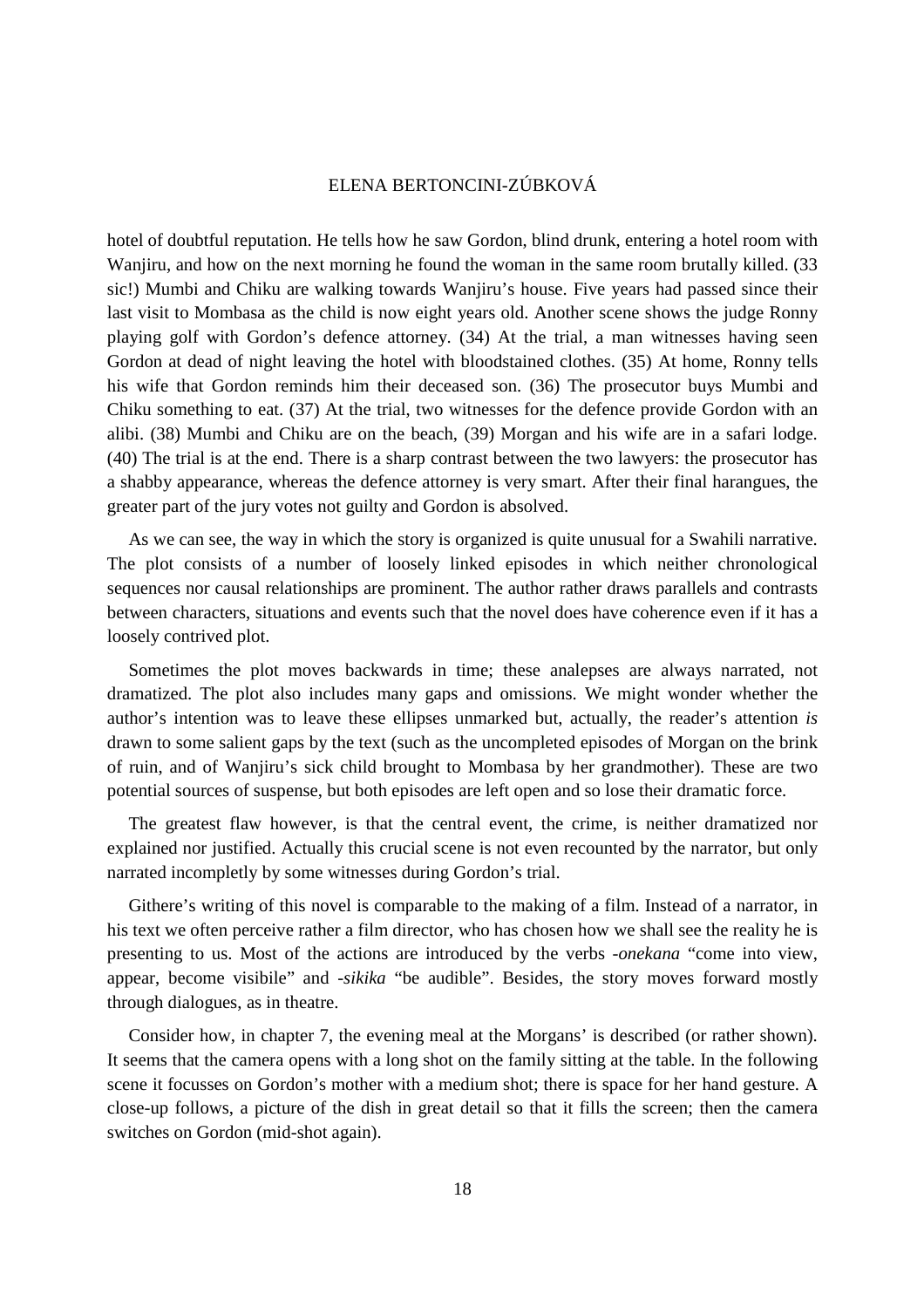hotel of doubtful reputation. He tells how he saw Gordon, blind drunk, entering a hotel room with Wanjiru, and how on the next morning he found the woman in the same room brutally killed. (33 sic!) Mumbi and Chiku are walking towards Wanjiru's house. Five years had passed since their last visit to Mombasa as the child is now eight years old. Another scene shows the judge Ronny playing golf with Gordon's defence attorney. (34) At the trial, a man witnesses having seen Gordon at dead of night leaving the hotel with bloodstained clothes. (35) At home, Ronny tells his wife that Gordon reminds him their deceased son. (36) The prosecutor buys Mumbi and Chiku something to eat. (37) At the trial, two witnesses for the defence provide Gordon with an alibi. (38) Mumbi and Chiku are on the beach, (39) Morgan and his wife are in a safari lodge. (40) The trial is at the end. There is a sharp contrast between the two lawyers: the prosecutor has a shabby appearance, whereas the defence attorney is very smart. After their final harangues, the greater part of the jury votes not guilty and Gordon is absolved.

As we can see, the way in which the story is organized is quite unusual for a Swahili narrative. The plot consists of a number of loosely linked episodes in which neither chronological sequences nor causal relationships are prominent. The author rather draws parallels and contrasts between characters, situations and events such that the novel does have coherence even if it has a loosely contrived plot.

Sometimes the plot moves backwards in time; these analepses are always narrated, not dramatized. The plot also includes many gaps and omissions. We might wonder whether the author's intention was to leave these ellipses unmarked but, actually, the reader's attention *is* drawn to some salient gaps by the text (such as the uncompleted episodes of Morgan on the brink of ruin, and of Wanjiru's sick child brought to Mombasa by her grandmother). These are two potential sources of suspense, but both episodes are left open and so lose their dramatic force.

The greatest flaw however, is that the central event, the crime, is neither dramatized nor explained nor justified. Actually this crucial scene is not even recounted by the narrator, but only narrated incompletly by some witnesses during Gordon's trial.

Githere's writing of this novel is comparable to the making of a film. Instead of a narrator, in his text we often perceive rather a film director, who has chosen how we shall see the reality he is presenting to us. Most of the actions are introduced by the verbs *-onekana* "come into view, appear, become visibile" and *-sikika* "be audible". Besides, the story moves forward mostly through dialogues, as in theatre.

Consider how, in chapter 7, the evening meal at the Morgans' is described (or rather shown). It seems that the camera opens with a long shot on the family sitting at the table. In the following scene it focusses on Gordon's mother with a medium shot; there is space for her hand gesture. A close-up follows, a picture of the dish in great detail so that it fills the screen; then the camera switches on Gordon (mid-shot again).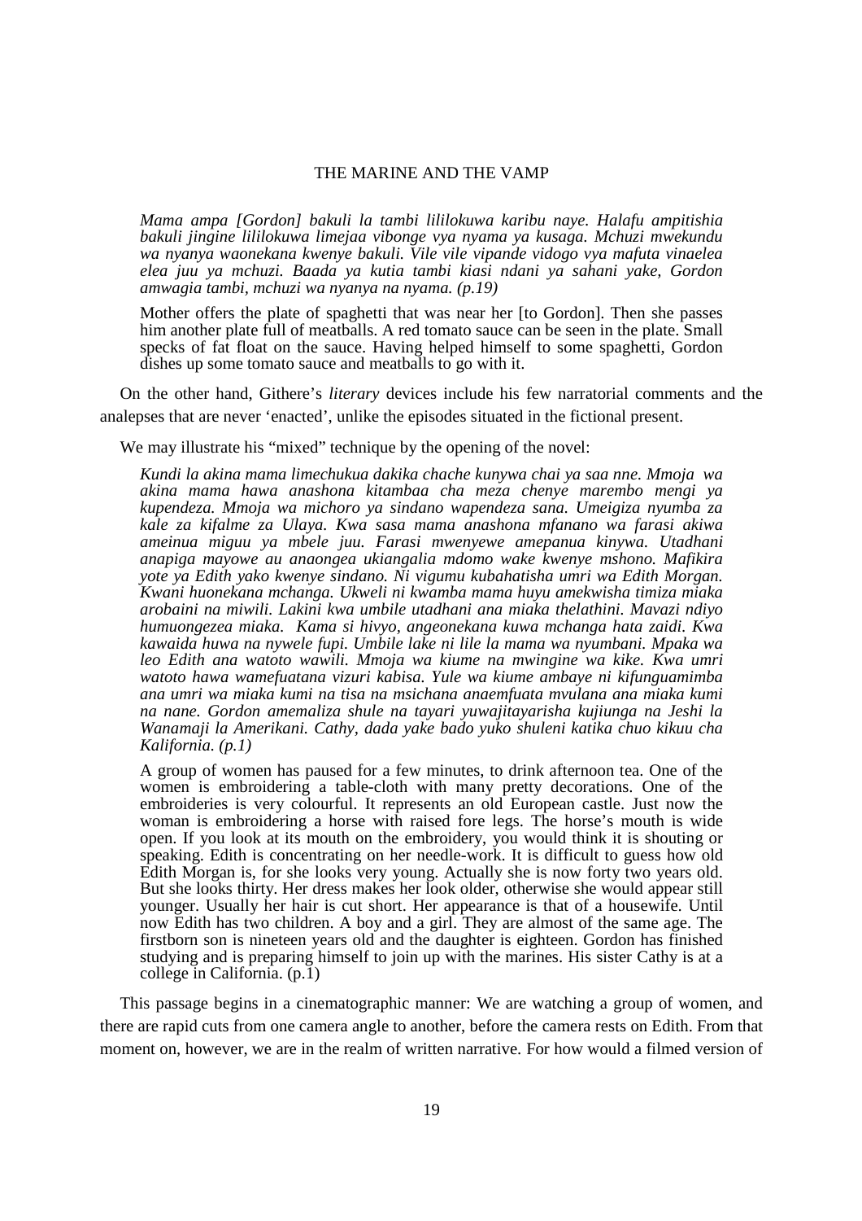*Mama ampa [Gordon] bakuli la tambi lililokuwa karibu naye. Halafu ampitishia bakuli jingine lililokuwa limejaa vibonge vya nyama ya kusaga. Mchuzi mwekundu wa nyanya waonekana kwenye bakuli. Vile vile vipande vidogo vya mafuta vinaelea elea juu ya mchuzi. Baada ya kutia tambi kiasi ndani ya sahani yake, Gordon amwagia tambi, mchuzi wa nyanya na nyama. (p.19)*

> Mother offers the plate of spaghetti that was near her [to Gordon]. Then she passes him another plate full of meatballs. A red tomato sauce can be seen in the plate. Small specks of fat float on the sauce. Having helped himself to some spaghetti, Gordon dishes up some tomato sauce and meatballs to go with it.

On the other hand, Githere's *literary* devices include his few narratorial comments and the analepses that are never 'enacted', unlike the episodes situated in the fictional present.

We may illustrate his "mixed" technique by the opening of the novel:

*Kundi la akina mama limechukua dakika chache kunywa chai ya saa nne. Mmoja wa akina mama hawa anashona kitambaa cha meza chenye marembo mengi ya kupendeza. Mmoja wa michoro ya sindano wapendeza sana. Umeigiza nyumba za kale za kifalme za Ulaya. Kwa sasa mama anashona mfanano wa farasi akiwa ameinua miguu ya mbele juu. Farasi mwenyewe amepanua kinywa. Utadhani anapiga mayowe au anaongea ukiangalia mdomo wake kwenye mshono. Mafikira yote ya Edith yako kwenye sindano. Ni vigumu kubahatisha umri wa Edith Morgan. Kwani huonekana mchanga. Ukweli ni kwamba mama huyu amekwisha timiza miaka arobaini na miwili. Lakini kwa umbile utadhani ana miaka thelathini. Mavazi ndiyo humuongezea miaka. Kama si hivyo, angeonekana kuwa mchanga hata zaidi. Kwa kawaida huwa na nywele fupi. Umbile lake ni lile la mama wa nyumbani. Mpaka wa leo Edith ana watoto wawili. Mmoja wa kiume na mwingine wa kike. Kwa umri watoto hawa wamefuatana vizuri kabisa. Yule wa kiume ambaye ni kifunguamimba ana umri wa miaka kumi na tisa na msichana anaemfuata mvulana ana miaka kumi na nane. Gordon amemaliza shule na tayari yuwajitayarisha kujiunga na Jeshi la Wanamaji la Amerikani. Cathy, dada yake bado yuko shuleni katika chuo kikuu cha Kalifornia. (p.1)*

> A group of women has paused for a few minutes, to drink afternoon tea. One of the women is embroidering a table-cloth with many pretty decorations. One of the embroideries is very colourful. It represents an old European castle. Just now the woman is embroidering a horse with raised fore legs. The horse's mouth is wide open. If you look at its mouth on the embroidery, you would think it is shouting or speaking. Edith is concentrating on her needle-work. It is difficult to guess how old Edith Morgan is, for she looks very young. Actually she is now forty two years old. But she looks thirty. Her dress makes her look older, otherwise she would appear still younger. Usually her hair is cut short. Her appearance is that of a housewife. Until now Edith has two children. A boy and a girl. They are almost of the same age. The firstborn son is nineteen years old and the daughter is eighteen. Gordon has finished studying and is preparing himself to join up with the marines. His sister Cathy is at a college in California. (p.1)

This passage begins in a cinematographic manner: We are watching a group of women, and there are rapid cuts from one camera angle to another, before the camera rests on Edith. From that moment on, however, we are in the realm of written narrative. For how would a filmed version of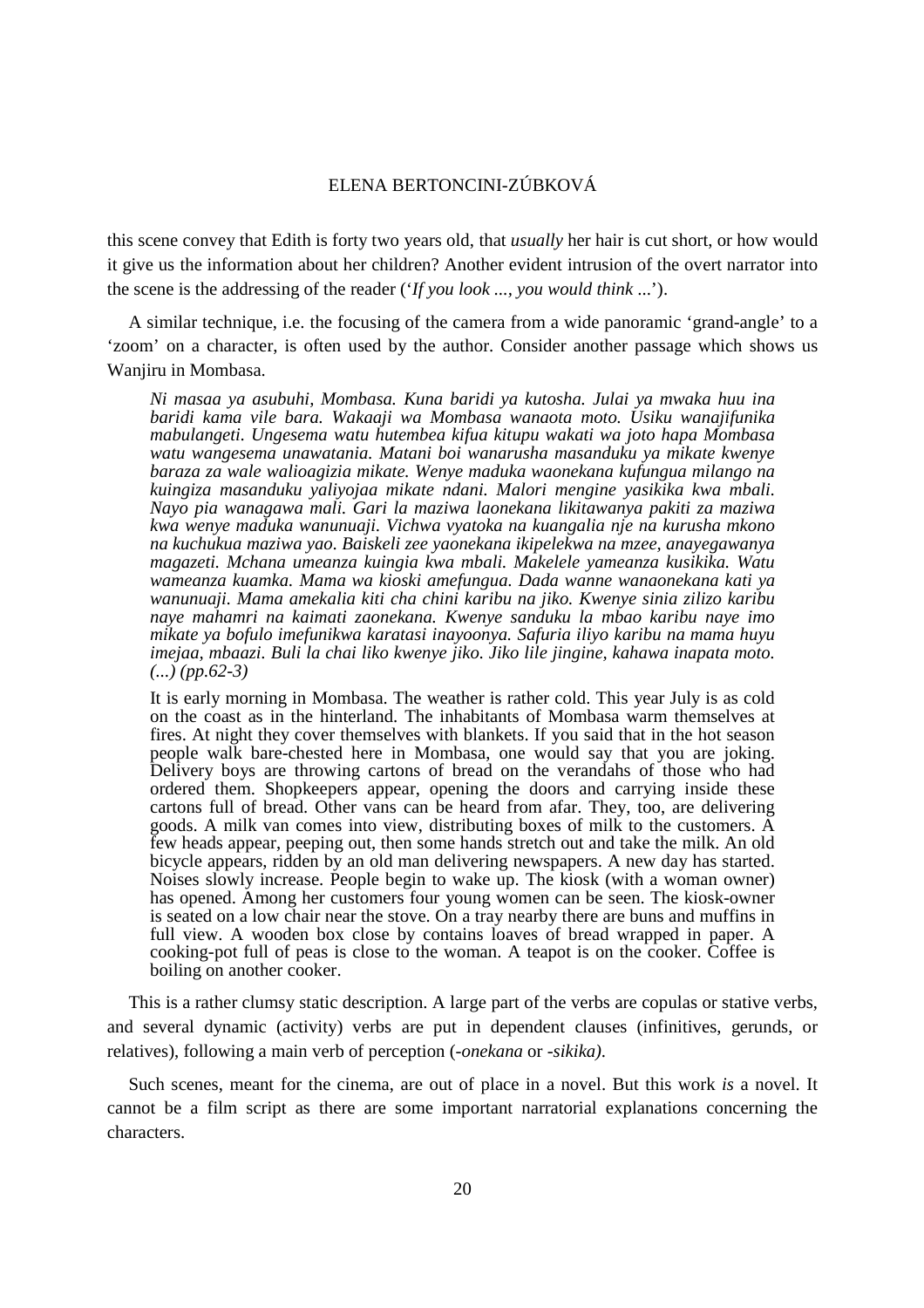this scene convey that Edith is forty two years old, that *usually* her hair is cut short, or how would it give us the information about her children? Another evident intrusion of the overt narrator into the scene is the addressing of the reader ('*If you look ..., you would think ...*').

A similar technique, i.e. the focusing of the camera from a wide panoramic 'grand-angle' to a 'zoom' on a character, is often used by the author. Consider another passage which shows us Wanjiru in Mombasa.

> *Ni masaa ya asubuhi, Mombasa. Kuna baridi ya kutosha. Julai ya mwaka huu ina baridi kama vile bara. Wakaaji wa Mombasa wanaota moto. Usiku wanajifunika mabulangeti. Ungesema watu hutembea kifua kitupu wakati wa joto hapa Mombasa watu wangesema unawatania. Matani boi wanarusha masanduku ya mikate kwenye baraza za wale walioagizia mikate. Wenye maduka waonekana kufungua milango na kuingiza masanduku yaliyojaa mikate ndani. Malori mengine yasikika kwa mbali. Nayo pia wanagawa mali. Gari la maziwa laonekana likitawanya pakiti za maziwa kwa wenye maduka wanunuaji. Vichwa vyatoka na kuangalia nje na kurusha mkono na kuchukua maziwa yao. Baiskeli zee yaonekana ikipelekwa na mzee, anayegawanya magazeti. Mchana umeanza kuingia kwa mbali. Makelele yameanza kusikika. Watu wameanza kuamka. Mama wa kioski amefungua. Dada wanne wanaonekana kati ya wanunuaji. Mama amekalia kiti cha chini karibu na jiko. Kwenye sinia zilizo karibu naye mahamri na kaimati zaonekana. Kwenye sanduku la mbao karibu naye imo mikate ya bofulo imefunikwa karatasi inayoonya. Safuria iliyo karibu na mama huyu imejaa, mbaazi. Buli la chai liko kwenye jiko. Jiko lile jingine, kahawa inapata moto. (...) (pp.62-3)*
>
> It is early morning in Mombasa. The weather is rather cold. This year July is as cold on the coast as in the hinterland. The inhabitants of Mombasa warm themselves at fires. At night they cover themselves with blankets. If you said that in the hot season people walk bare-chested here in Mombasa, one would say that you are joking. Delivery boys are throwing cartons of bread on the verandahs of those who had ordered them. Shopkeepers appear, opening the doors and carrying inside these cartons full of bread. Other vans can be heard from afar. They, too, are delivering goods. A milk van comes into view, distributing boxes of milk to the customers. A few heads appear, peeping out, then some hands stretch out and take the milk. An old bicycle appears, ridden by an old man delivering newspapers. A new day has started. Noises slowly increase. People begin to wake up. The kiosk (with a woman owner) has opened. Among her customers four young women can be seen. The kiosk-owner is seated on a low chair near the stove. On a tray nearby there are buns and muffins in full view. A wooden box close by contains loaves of bread wrapped in paper. A cooking-pot full of peas is close to the woman. A teapot is on the cooker. Coffee is boiling on another cooker.

This is a rather clumsy static description. A large part of the verbs are copulas or stative verbs, and several dynamic (activity) verbs are put in dependent clauses (infinitives, gerunds, or relatives), following a main verb of perception (*-onekana* or *-sikika).*

Such scenes, meant for the cinema, are out of place in a novel. But this work *is* a novel. It cannot be a film script as there are some important narratorial explanations concerning the characters.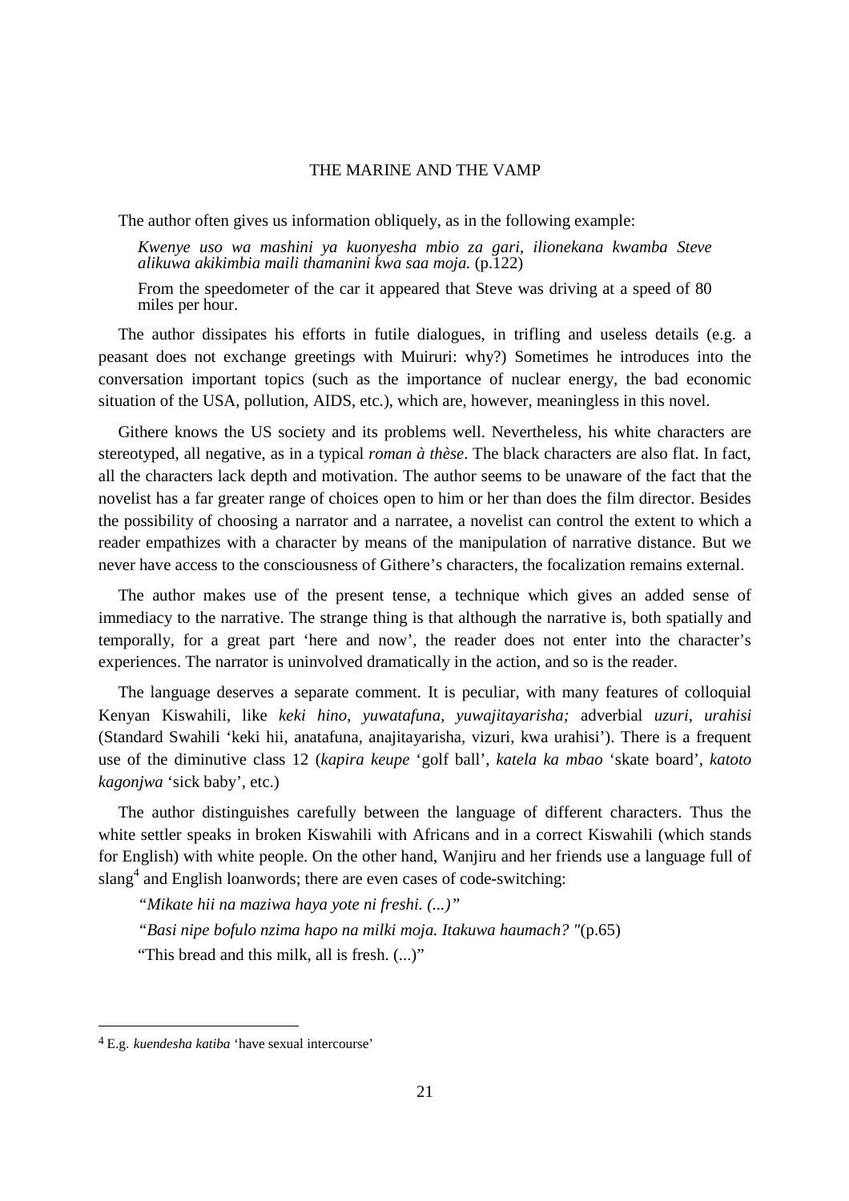The author often gives us information obliquely, as in the following example:

> *Kwenye uso wa mashini ya kuonyesha mbio za gari, ilionekana kwamba Steve alikuwa akikimbia maili thamanini kwa saa moja.* (p.122)
>
> From the speedometer of the car it appeared that Steve was driving at a speed of 80 miles per hour.

The author dissipates his efforts in futile dialogues, in trifling and useless details (e.g. a peasant does not exchange greetings with Muiruri: why?) Sometimes he introduces into the conversation important topics (such as the importance of nuclear energy, the bad economic situation of the USA, pollution, AIDS, etc.), which are, however, meaningless in this novel.

Githere knows the US society and its problems well. Nevertheless, his white characters are stereotyped, all negative, as in a typical *roman à thèse*. The black characters are also flat. In fact, all the characters lack depth and motivation. The author seems to be unaware of the fact that the novelist has a far greater range of choices open to him or her than does the film director. Besides the possibility of choosing a narrator and a narratee, a novelist can control the extent to which a reader empathizes with a character by means of the manipulation of narrative distance. But we never have access to the consciousness of Githere's characters, the focalization remains external.

The author makes use of the present tense, a technique which gives an added sense of immediacy to the narrative. The strange thing is that although the narrative is, both spatially and temporally, for a great part 'here and now', the reader does not enter into the character's experiences. The narrator is uninvolved dramatically in the action, and so is the reader.

The language deserves a separate comment. It is peculiar, with many features of colloquial Kenyan Kiswahili, like *keki hino, yuwatafuna, yuwajitayarisha;* adverbial *uzuri, urahisi* (Standard Swahili 'keki hii, anatafuna, anajitayarisha, vizuri, kwa urahisi'). There is a frequent use of the diminutive class 12 (*kapira keupe* 'golf ball', *katela ka mbao* 'skate board', *katoto kagonjwa* 'sick baby', etc.)

The author distinguishes carefully between the language of different characters. Thus the white settler speaks in broken Kiswahili with Africans and in a correct Kiswahili (which stands for English) with white people. On the other hand, Wanjiru and her friends use a language full of slang[4] and English loanwords; there are even cases of code-switching:

> *"Mikate hii na maziwa haya yote ni freshi. (...)"*
>
> *"Basi nipe bofulo nzima hapo na milki moja. Itakuwa haumach? "*(p.65)
>
> "This bread and this milk, all is fresh. (...)"

---

[4] E.g. *kuendesha katiba* 'have sexual intercourse'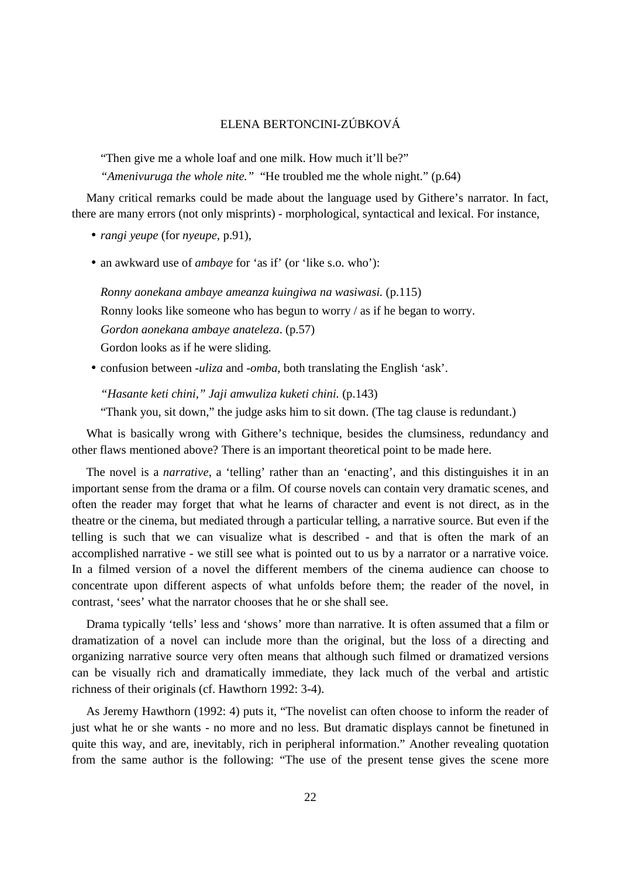"Then give me a whole loaf and one milk. How much it'll be?"

*"Amenivuruga the whole nite."* "He troubled me the whole night." (p.64)

Many critical remarks could be made about the language used by Githere's narrator. In fact, there are many errors (not only misprints) - morphological, syntactical and lexical. For instance,

- *rangi yeupe* (for *nyeupe,* p.91),
- an awkward use of *ambaye* for 'as if' (or 'like s.o. who'):

  *Ronny aonekana ambaye ameanza kuingiwa na wasiwasi.* (p.115)
  Ronny looks like someone who has begun to worry / as if he began to worry.
  *Gordon aonekana ambaye anateleza*. (p.57)
  Gordon looks as if he were sliding.

- confusion between *-uliza* and *-omba*, both translating the English 'ask'.

  *"Hasante keti chini," Jaji amwuliza kuketi chini.* (p.143)
  "Thank you, sit down," the judge asks him to sit down. (The tag clause is redundant.)

What is basically wrong with Githere's technique, besides the clumsiness, redundancy and other flaws mentioned above? There is an important theoretical point to be made here.

The novel is a *narrative*, a 'telling' rather than an 'enacting', and this distinguishes it in an important sense from the drama or a film. Of course novels can contain very dramatic scenes, and often the reader may forget that what he learns of character and event is not direct, as in the theatre or the cinema, but mediated through a particular telling, a narrative source. But even if the telling is such that we can visualize what is described - and that is often the mark of an accomplished narrative - we still see what is pointed out to us by a narrator or a narrative voice. In a filmed version of a novel the different members of the cinema audience can choose to concentrate upon different aspects of what unfolds before them; the reader of the novel, in contrast, 'sees' what the narrator chooses that he or she shall see.

Drama typically 'tells' less and 'shows' more than narrative. It is often assumed that a film or dramatization of a novel can include more than the original, but the loss of a directing and organizing narrative source very often means that although such filmed or dramatized versions can be visually rich and dramatically immediate, they lack much of the verbal and artistic richness of their originals (cf. Hawthorn 1992: 3-4).

As Jeremy Hawthorn (1992: 4) puts it, "The novelist can often choose to inform the reader of just what he or she wants - no more and no less. But dramatic displays cannot be finetuned in quite this way, and are, inevitably, rich in peripheral information." Another revealing quotation from the same author is the following: "The use of the present tense gives the scene more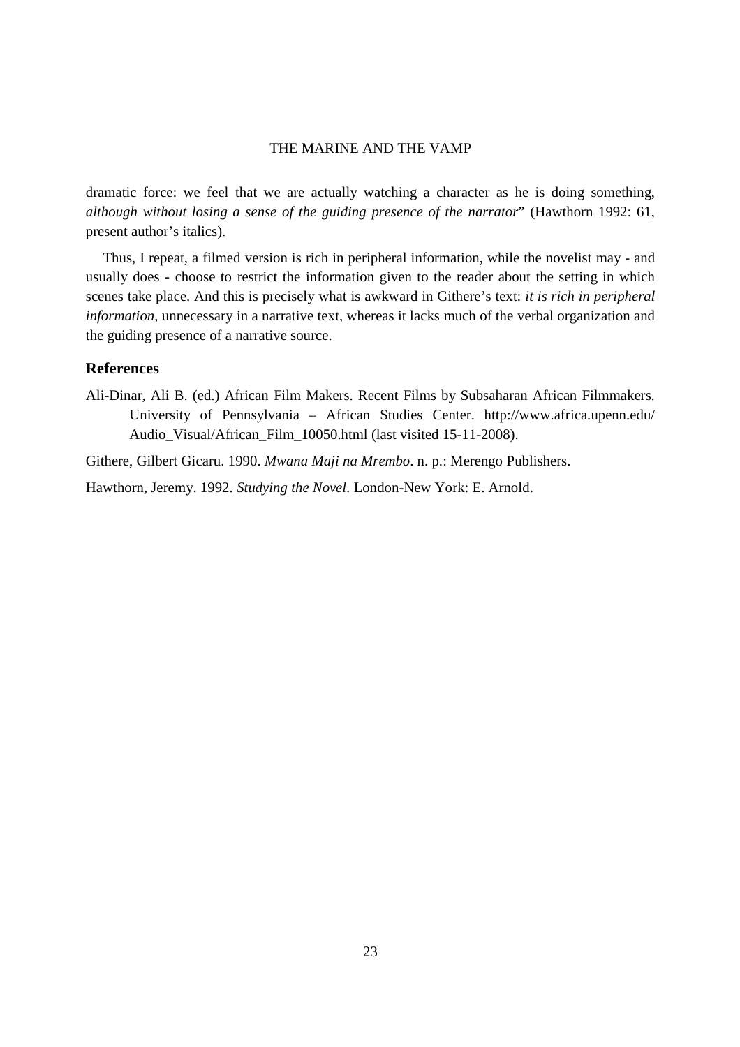dramatic force: we feel that we are actually watching a character as he is doing something, *although without losing a sense of the guiding presence of the narrator*" (Hawthorn 1992: 61, present author's italics).

Thus, I repeat, a filmed version is rich in peripheral information, while the novelist may - and usually does - choose to restrict the information given to the reader about the setting in which scenes take place. And this is precisely what is awkward in Githere's text: *it is rich in peripheral information*, unnecessary in a narrative text, whereas it lacks much of the verbal organization and the guiding presence of a narrative source.

## References

Ali-Dinar, Ali B. (ed.) African Film Makers. Recent Films by Subsaharan African Filmmakers. University of Pennsylvania – African Studies Center. http://www.africa.upenn.edu/Audio_Visual/African_Film_10050.html (last visited 15-11-2008).

Githere, Gilbert Gicaru. 1990. *Mwana Maji na Mrembo*. n. p.: Merengo Publishers.

Hawthorn, Jeremy. 1992. *Studying the Novel*. London-New York: E. Arnold.